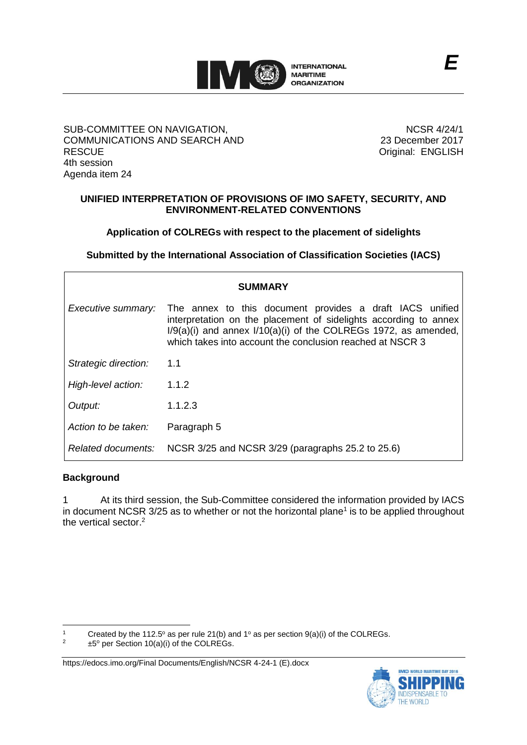E

SUB-COMMITTEE ON NAVIGATION, COMMUNICATIONS AND SEARCH AND RESCUE
4th session
Agenda item 24

NCSR 4/24/1
23 December 2017
Original: ENGLISH

**UNIFIED INTERPRETATION OF PROVISIONS OF IMO SAFETY, SECURITY, AND ENVIRONMENT-RELATED CONVENTIONS**

**Application of COLREGs with respect to the placement of sidelights**

**Submitted by the International Association of Classification Societies (IACS)**

| **SUMMARY** | |
|---|---|
| *Executive summary:* | The annex to this document provides a draft IACS unified interpretation on the placement of sidelights according to annex I/9(a)(i) and annex I/10(a)(i) of the COLREGs 1972, as amended, which takes into account the conclusion reached at NSCR 3 |
| *Strategic direction:* | 1.1 |
| *High-level action:* | 1.1.2 |
| *Output:* | 1.1.2.3 |
| *Action to be taken:* | Paragraph 5 |
| *Related documents:* | NCSR 3/25 and NCSR 3/29 (paragraphs 25.2 to 25.6) |

## Background

1 At its third session, the Sub-Committee considered the information provided by IACS in document NCSR 3/25 as to whether or not the horizontal plane[1] is to be applied throughout the vertical sector.[2]

---

[1] Created by the 112.5° as per rule 21(b) and 1° as per section 9(a)(i) of the COLREGs.

[2] ±5° per Section 10(a)(i) of the COLREGs.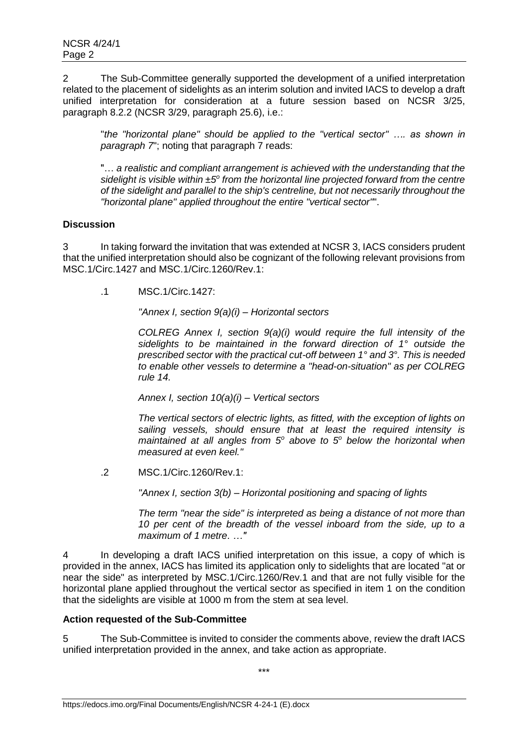2 The Sub-Committee generally supported the development of a unified interpretation related to the placement of sidelights as an interim solution and invited IACS to develop a draft unified interpretation for consideration at a future session based on NCSR 3/25, paragraph 8.2.2 (NCSR 3/29, paragraph 25.6), i.e.:

> "*the "horizontal plane" should be applied to the "vertical sector" …. as shown in paragraph 7*"; noting that paragraph 7 reads:
>
> "*… a realistic and compliant arrangement is achieved with the understanding that the sidelight is visible within ±5° from the horizontal line projected forward from the centre of the sidelight and parallel to the ship's centreline, but not necessarily throughout the "horizontal plane" applied throughout the entire "vertical sector"*".

**Discussion**

3 In taking forward the invitation that was extended at NCSR 3, IACS considers prudent that the unified interpretation should also be cognizant of the following relevant provisions from MSC.1/Circ.1427 and MSC.1/Circ.1260/Rev.1:

.1 MSC.1/Circ.1427:

> *"Annex I, section 9(a)(i) – Horizontal sectors*
>
> *COLREG Annex I, section 9(a)(i) would require the full intensity of the sidelights to be maintained in the forward direction of 1° outside the prescribed sector with the practical cut-off between 1° and 3°. This is needed to enable other vessels to determine a "head-on-situation" as per COLREG rule 14.*
>
> *Annex I, section 10(a)(i) – Vertical sectors*
>
> *The vertical sectors of electric lights, as fitted, with the exception of lights on sailing vessels, should ensure that at least the required intensity is maintained at all angles from 5° above to 5° below the horizontal when measured at even keel."*

.2 MSC.1/Circ.1260/Rev.1:

> *"Annex I, section 3(b) – Horizontal positioning and spacing of lights*
>
> *The term "near the side" is interpreted as being a distance of not more than 10 per cent of the breadth of the vessel inboard from the side, up to a maximum of 1 metre. …"*

4 In developing a draft IACS unified interpretation on this issue, a copy of which is provided in the annex, IACS has limited its application only to sidelights that are located "at or near the side" as interpreted by MSC.1/Circ.1260/Rev.1 and that are not fully visible for the horizontal plane applied throughout the vertical sector as specified in item 1 on the condition that the sidelights are visible at 1000 m from the stem at sea level.

**Action requested of the Sub-Committee**

5 The Sub-Committee is invited to consider the comments above, review the draft IACS unified interpretation provided in the annex, and take action as appropriate.

\*\*\*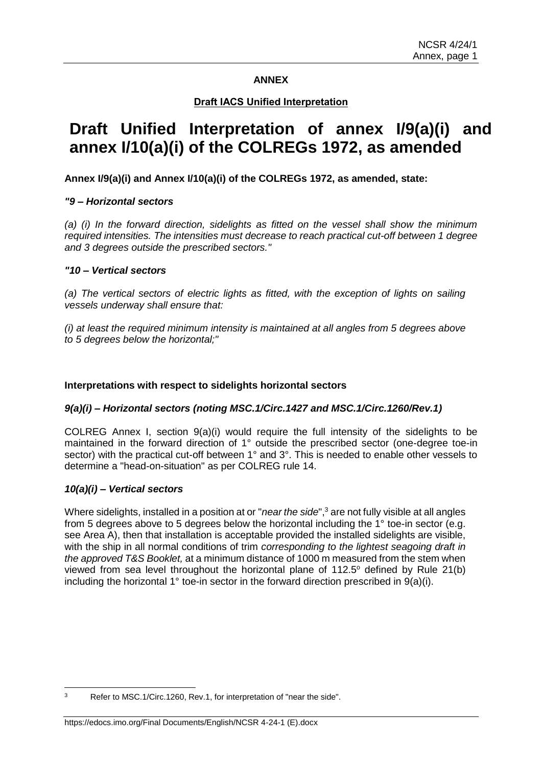**ANNEX**

**Draft IACS Unified Interpretation**

# Draft Unified Interpretation of annex I/9(a)(i) and annex I/10(a)(i) of the COLREGs 1972, as amended

**Annex I/9(a)(i) and Annex I/10(a)(i) of the COLREGs 1972, as amended, state:**

***"9 – Horizontal sectors***

*(a) (i) In the forward direction, sidelights as fitted on the vessel shall show the minimum required intensities. The intensities must decrease to reach practical cut-off between 1 degree and 3 degrees outside the prescribed sectors."*

***"10 – Vertical sectors***

*(a) The vertical sectors of electric lights as fitted, with the exception of lights on sailing vessels underway shall ensure that:*

*(i) at least the required minimum intensity is maintained at all angles from 5 degrees above to 5 degrees below the horizontal;"*

**Interpretations with respect to sidelights horizontal sectors**

***9(a)(i) – Horizontal sectors (noting MSC.1/Circ.1427 and MSC.1/Circ.1260/Rev.1)***

COLREG Annex I, section 9(a)(i) would require the full intensity of the sidelights to be maintained in the forward direction of 1° outside the prescribed sector (one-degree toe-in sector) with the practical cut-off between 1° and 3°. This is needed to enable other vessels to determine a "head-on-situation" as per COLREG rule 14.

***10(a)(i) – Vertical sectors***

Where sidelights, installed in a position at or "*near the side*",[3] are not fully visible at all angles from 5 degrees above to 5 degrees below the horizontal including the 1° toe-in sector (e.g. see Area A), then that installation is acceptable provided the installed sidelights are visible, with the ship in all normal conditions of trim *corresponding to the lightest seagoing draft in the approved T&S Booklet,* at a minimum distance of 1000 m measured from the stem when viewed from sea level throughout the horizontal plane of 112.5° defined by Rule 21(b) including the horizontal 1° toe-in sector in the forward direction prescribed in 9(a)(i).

[3] Refer to MSC.1/Circ.1260, Rev.1, for interpretation of "near the side".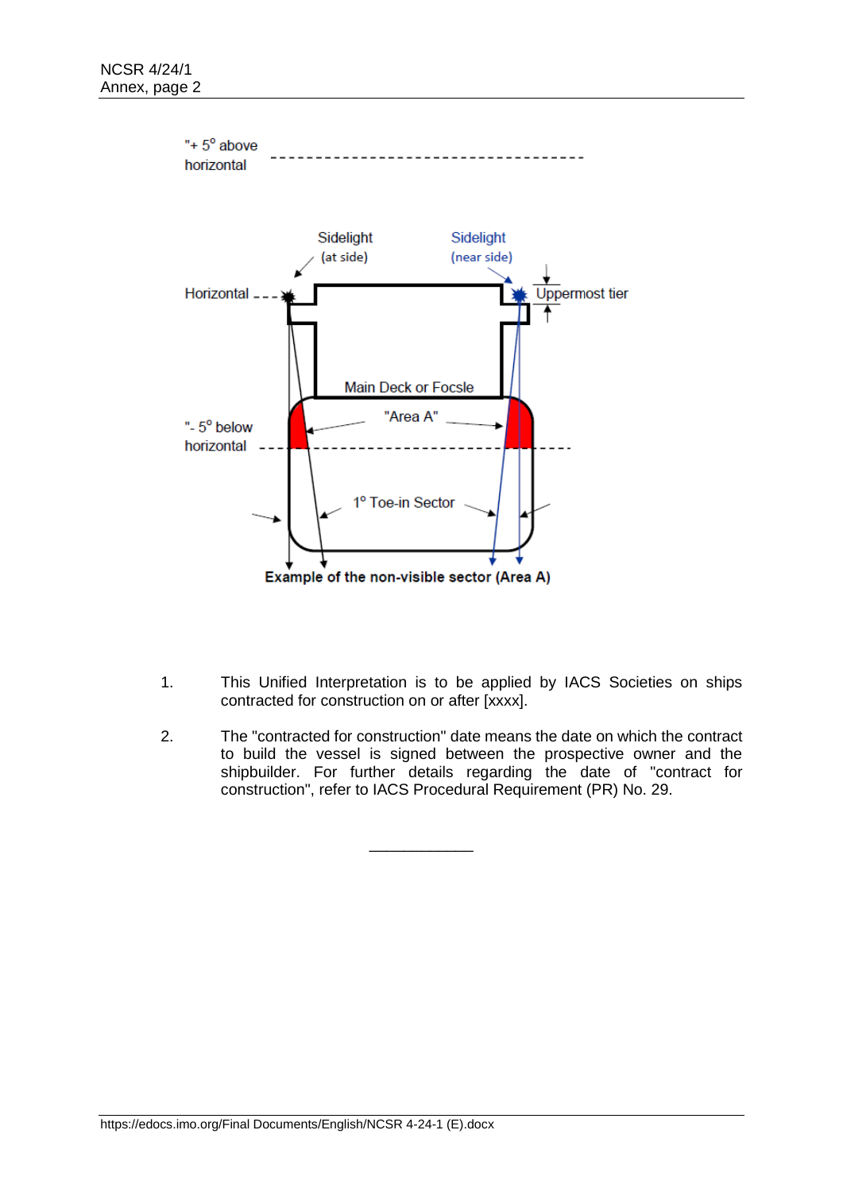"+ 5° above horizontal

Sidelight (at side)

Sidelight (near side)

Horizontal

Uppermost tier

Main Deck or Focsle

"Area A"

"- 5° below horizontal

1° Toe-in Sector

**Example of the non-visible sector (Area A)**

1. This Unified Interpretation is to be applied by IACS Societies on ships contracted for construction on or after [xxxx].

2. The "contracted for construction" date means the date on which the contract to build the vessel is signed between the prospective owner and the shipbuilder. For further details regarding the date of "contract for construction", refer to IACS Procedural Requirement (PR) No. 29.

___________